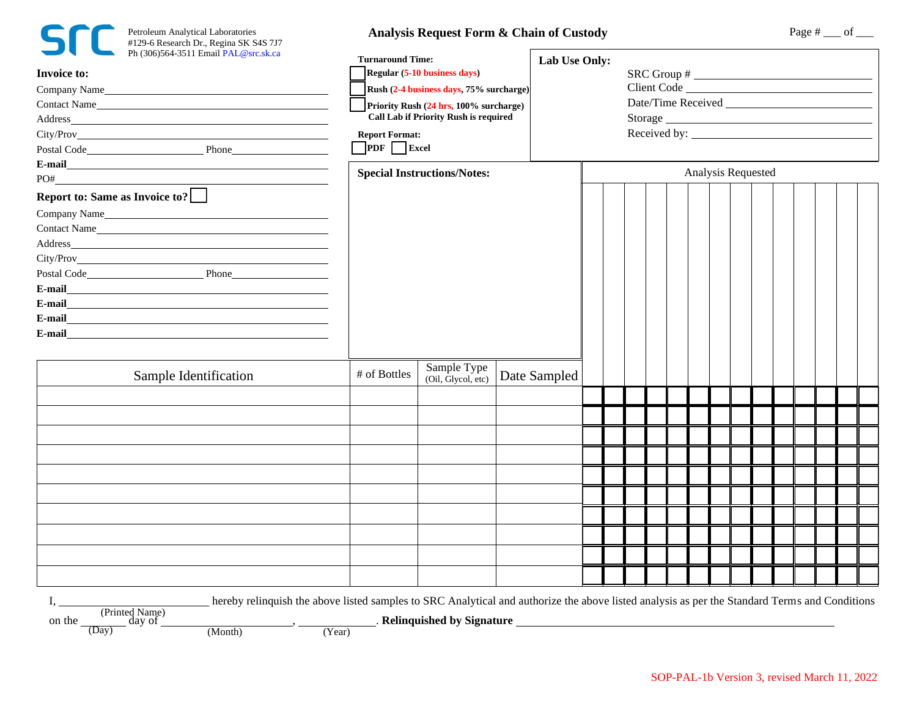src

Petroleum Analytical Laboratories
#129-6 Research Dr., Regina SK S4S 7J7
Ph (306)564-3511 Email PAL@src.sk.ca

# Analysis Request Form & Chain of Custody

Page # ___ of ___

**Invoice to:**

Company Name ______________________________
Contact Name ______________________________
Address ______________________________
City/Prov ______________________________
Postal Code ______________ Phone ______________
**E-mail** ______________________________
PO# ______________________________

**Report to: Same as Invoice to?** ☐

Company Name ______________________________
Contact Name ______________________________
Address ______________________________
City/Prov ______________________________
Postal Code ______________ Phone ______________
**E-mail** ______________________________
**E-mail** ______________________________
**E-mail** ______________________________
**E-mail** ______________________________

**Turnaround Time:**

- ☐ **Regular (5-10 business days)**
- ☐ **Rush (2-4 business days, 75% surcharge)**
- ☐ **Priority Rush (24 hrs, 100% surcharge)**
  **Call Lab if Priority Rush is required**

**Report Format:**

☐ **PDF** ☐ **Excel**

**Lab Use Only:**

SRC Group # ______________________________
Client Code ______________________________
Date/Time Received ______________________________
Storage ______________________________
Received by: ______________________________

**Special Instructions/Notes:**

Analysis Requested

| Sample Identification | # of Bottles | Sample Type (Oil, Glycol, etc) | Date Sampled | | | | | | | | | | | | | | |
|---|---|---|---|---|---|---|---|---|---|---|---|---|---|---|---|---|---|
| | | | | | | | | | | | | | | | | | |
| | | | | | | | | | | | | | | | | | |
| | | | | | | | | | | | | | | | | | |
| | | | | | | | | | | | | | | | | | |
| | | | | | | | | | | | | | | | | | |
| | | | | | | | | | | | | | | | | | |
| | | | | | | | | | | | | | | | | | |
| | | | | | | | | | | | | | | | | | |
| | | | | | | | | | | | | | | | | | |
| | | | | | | | | | | | | | | | | | |

I, ______________________ (Printed Name) hereby relinquish the above listed samples to SRC Analytical and authorize the above listed analysis as per the Standard Terms and Conditions on the ________ (Day) day of ______________________ (Month), ______________ (Year). **Relinquished by Signature** ______________________________

SOP-PAL-1b Version 3, revised March 11, 2022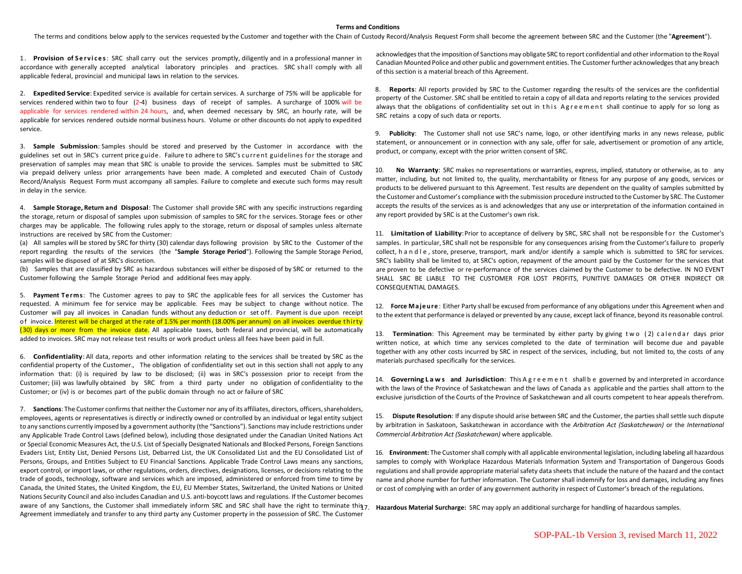## Terms and Conditions

The terms and conditions below apply to the services requested by the Customer and together with the Chain of Custody Record/Analysis Request Form shall become the agreement between SRC and the Customer (the "**Agreement**").

1. **Provision of Services**: SRC shall carry out the services promptly, diligently and in a professional manner in accordance with generally accepted analytical laboratory principles and practices. SRC shall comply with all applicable federal, provincial and municipal laws in relation to the services.

2. **Expedited Service**: Expedited service is available for certain services. A surcharge of 75% will be applicable for services rendered within two to four (2-4) business days of receipt of samples. A surcharge of 100% will be applicable for services rendered within 24 hours, and, when deemed necessary by SRC, an hourly rate, will be applicable for services rendered outside normal business hours. Volume or other discounts do not apply to expedited service.

3. **Sample Submission**: Samples should be stored and preserved by the Customer in accordance with the guidelines set out in SRC's current price guide. Failure to adhere to SRC's current guidelines for the storage and preservation of samples may mean that SRC is unable to provide the services. Samples must be submitted to SRC via prepaid delivery unless prior arrangements have been made. A completed and executed Chain of Custody Record/Analysis Request Form must accompany all samples. Failure to complete and execute such forms may result in delay in the service.

4. **Sample Storage, Return and Disposal**: The Customer shall provide SRC with any specific instructions regarding the storage, return or disposal of samples upon submission of samples to SRC for the services. Storage fees or other charges may be applicable. The following rules apply to the storage, return or disposal of samples unless alternate instructions are received by SRC from the Customer:

(a) All samples will be stored by SRC for thirty (30) calendar days following provision by SRC to the Customer of the report regarding the results of the services (the "**Sample Storage Period**"). Following the Sample Storage Period, samples will be disposed of at SRC's discretion.

(b) Samples that are classified by SRC as hazardous substances will either be disposed of by SRC or returned to the Customer following the Sample Storage Period and additional fees may apply.

5. **Payment Terms**: The Customer agrees to pay to SRC the applicable fees for all services the Customer has requested. A minimum fee for service may be applicable. Fees may be subject to change without notice. The Customer will pay all invoices in Canadian funds without any deduction or set off. Payment is due upon receipt of invoice. Interest will be charged at the rate of 1.5% per month (18.00% per annum) on all invoices overdue thirty (30) days or more from the invoice date. All applicable taxes, both federal and provincial, will be automatically added to invoices. SRC may not release test results or work product unless all fees have been paid in full.

6. **Confidentiality**: All data, reports and other information relating to the services shall be treated by SRC as the confidential property of the Customer., The obligation of confidentiality set out in this section shall not apply to any information that: (i) is required by law to be disclosed; (ii) was in SRC's possession prior to receipt from the Customer; (iii) was lawfully obtained by SRC from a third party under no obligation of confidentiality to the Customer; or (iv) is or becomes part of the public domain through no act or failure of SRC

7. **Sanctions**: The Customer confirms that neither the Customer nor any of its affiliates, directors, officers, shareholders, employees, agents or representatives is directly or indirectly owned or controlled by an individual or legal entity subject to any sanctions currently imposed by a government authority (the "Sanctions"). Sanctions may include restrictions under any Applicable Trade Control Laws (defined below), including those designated under the Canadian United Nations Act or Special Economic Measures Act, the U.S. List of Specially Designated Nationals and Blocked Persons, Foreign Sanctions Evaders List, Entity List, Denied Persons List, Debarred List, the UK Consolidated List and the EU Consolidated List of Persons, Groups, and Entities Subject to EU Financial Sanctions. Applicable Trade Control Laws means any sanctions, export control, or import laws, or other regulations, orders, directives, designations, licenses, or decisions relating to the trade of goods, technology, software and services which are imposed, administered or enforced from time to time by Canada, the United States, the United Kingdom, the EU, EU Member States, Switzerland, the United Nations or United Nations Security Council and also includes Canadian and U.S. anti-boycott laws and regulations. If the Customer becomes aware of any Sanctions, the Customer shall immediately inform SRC and SRC shall have the right to terminate this Agreement immediately and transfer to any third party any Customer property in the possession of SRC. The Customer acknowledges that the imposition of Sanctions may obligate SRC to report confidential and other information to the Royal Canadian Mounted Police and other public and government entities. The Customer further acknowledges that any breach of this section is a material breach of this Agreement.

8. **Reports**: All reports provided by SRC to the Customer regarding the results of the services are the confidential property of the Customer. SRC shall be entitled to retain a copy of all data and reports relating to the services provided always that the obligations of confidentiality set out in this Agreement shall continue to apply for so long as SRC retains a copy of such data or reports.

9. **Publicity**: The Customer shall not use SRC's name, logo, or other identifying marks in any news release, public statement, or announcement or in connection with any sale, offer for sale, advertisement or promotion of any article, product, or company, except with the prior written consent of SRC.

10. **No Warranty**: SRC makes no representations or warranties, express, implied, statutory or otherwise, as to any matter, including, but not limited to, the quality, merchantability or fitness for any purpose of any goods, services or products to be delivered pursuant to this Agreement. Test results are dependent on the quality of samples submitted by the Customer and Customer's compliance with the submission procedure instructed to the Customer by SRC. The Customer accepts the results of the services as is and acknowledges that any use or interpretation of the information contained in any report provided by SRC is at the Customer's own risk.

11. **Limitation of Liability**: Prior to acceptance of delivery by SRC, SRC shall not be responsible for the Customer's samples. In particular, SRC shall not be responsible for any consequences arising from the Customer's failure to properly collect, handle, store, preserve, transport, mark and/or identify a sample which is submitted to SRC for services. SRC's liability shall be limited to, at SRC's option, repayment of the amount paid by the Customer for the services that are proven to be defective or re-performance of the services claimed by the Customer to be defective. IN NO EVENT SHALL SRC BE LIABLE TO THE CUSTOMER FOR LOST PROFITS, PUNITIVE DAMAGES OR OTHER INDIRECT OR CONSEQUENTIAL DAMAGES.

12. **Force Majeure**: Either Party shall be excused from performance of any obligations under this Agreement when and to the extent that performance is delayed or prevented by any cause, except lack of finance, beyond its reasonable control.

13. **Termination**: This Agreement may be terminated by either party by giving two (2) calendar days prior written notice, at which time any services completed to the date of termination will become due and payable together with any other costs incurred by SRC in respect of the services, including, but not limited to, the costs of any materials purchased specifically for the services.

14. **Governing Laws and Jurisdiction**: This Agreement shall be governed by and interpreted in accordance with the laws of the Province of Saskatchewan and the laws of Canada as applicable and the parties shall attorn to the exclusive jurisdiction of the Courts of the Province of Saskatchewan and all courts competent to hear appeals therefrom.

15. **Dispute Resolution**: If any dispute should arise between SRC and the Customer, the parties shall settle such dispute by arbitration in Saskatoon, Saskatchewan in accordance with the *Arbitration Act (Saskatchewan)* or the *International Commercial Arbitration Act (Saskatchewan)* where applicable.

16. **Environment:** The Customer shall comply with all applicable environmental legislation, including labeling all hazardous samples to comply with Workplace Hazardous Materials Information System and Transportation of Dangerous Goods regulations and shall provide appropriate material safety data sheets that include the nature of the hazard and the contact name and phone number for further information. The Customer shall indemnify for loss and damages, including any fines or cost of complying with an order of any government authority in respect of Customer's breach of the regulations.

17. **Hazardous Material Surcharge:** SRC may apply an additional surcharge for handling of hazardous samples.

SOP-PAL-1b Version 3, revised March 11, 2022